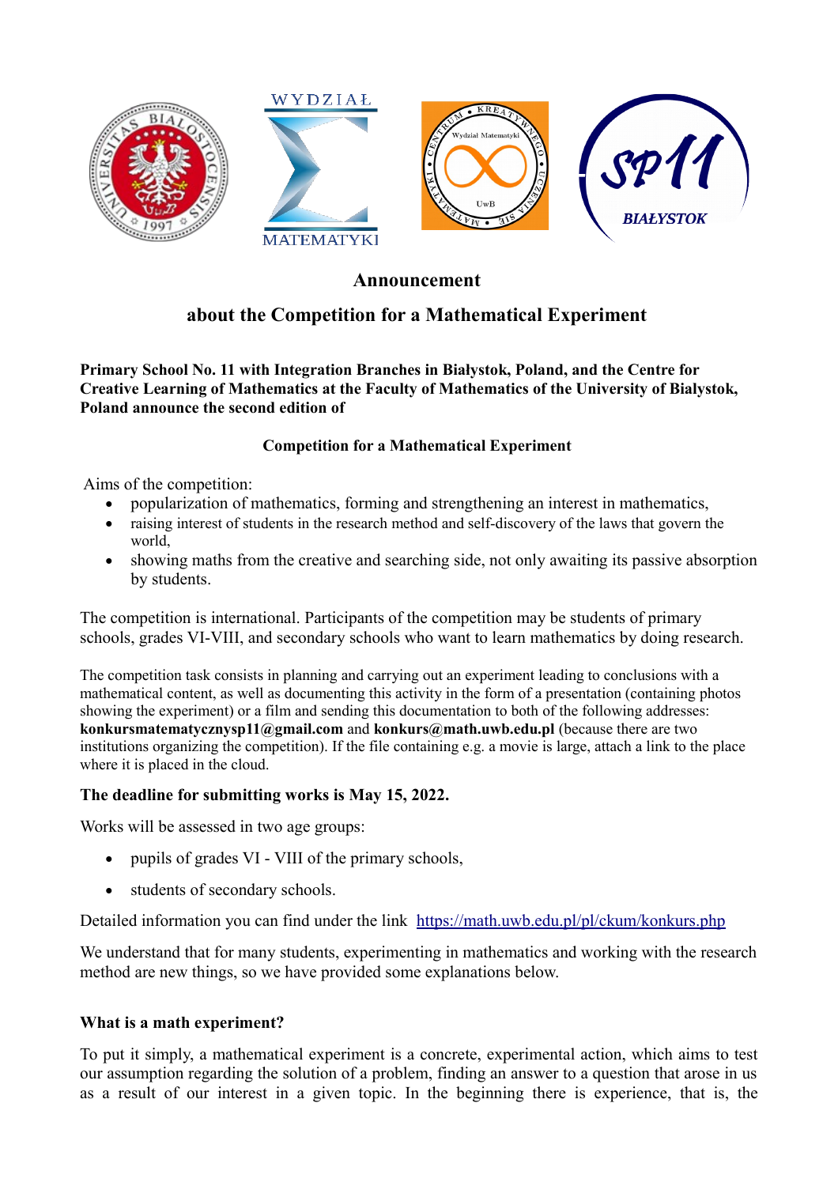## Announcement

## about the Competition for a Mathematical Experiment

**Primary School No. 11 with Integration Branches in Białystok, Poland, and the Centre for Creative Learning of Mathematics at the Faculty of Mathematics of the University of Bialystok, Poland announce the second edition of**

**Competition for a Mathematical Experiment**

Aims of the competition:

- popularization of mathematics, forming and strengthening an interest in mathematics,
- raising interest of students in the research method and self-discovery of the laws that govern the world,
- showing maths from the creative and searching side, not only awaiting its passive absorption by students.

The competition is international. Participants of the competition may be students of primary schools, grades VI-VIII, and secondary schools who want to learn mathematics by doing research.

The competition task consists in planning and carrying out an experiment leading to conclusions with a mathematical content, as well as documenting this activity in the form of a presentation (containing photos showing the experiment) or a film and sending this documentation to both of the following addresses: **konkursmatematycznysp11@gmail.com** and **konkurs@math.uwb.edu.pl** (because there are two institutions organizing the competition). If the file containing e.g. a movie is large, attach a link to the place where it is placed in the cloud.

**The deadline for submitting works is May 15, 2022.**

Works will be assessed in two age groups:

- pupils of grades VI - VIII of the primary schools,
- students of secondary schools.

Detailed information you can find under the link [https://math.uwb.edu.pl/pl/ckum/konkurs.php](https://math.uwb.edu.pl/pl/ckum/konkurs.php)

We understand that for many students, experimenting in mathematics and working with the research method are new things, so we have provided some explanations below.

### What is a math experiment?

To put it simply, a mathematical experiment is a concrete, experimental action, which aims to test our assumption regarding the solution of a problem, finding an answer to a question that arose in us as a result of our interest in a given topic. In the beginning there is experience, that is, the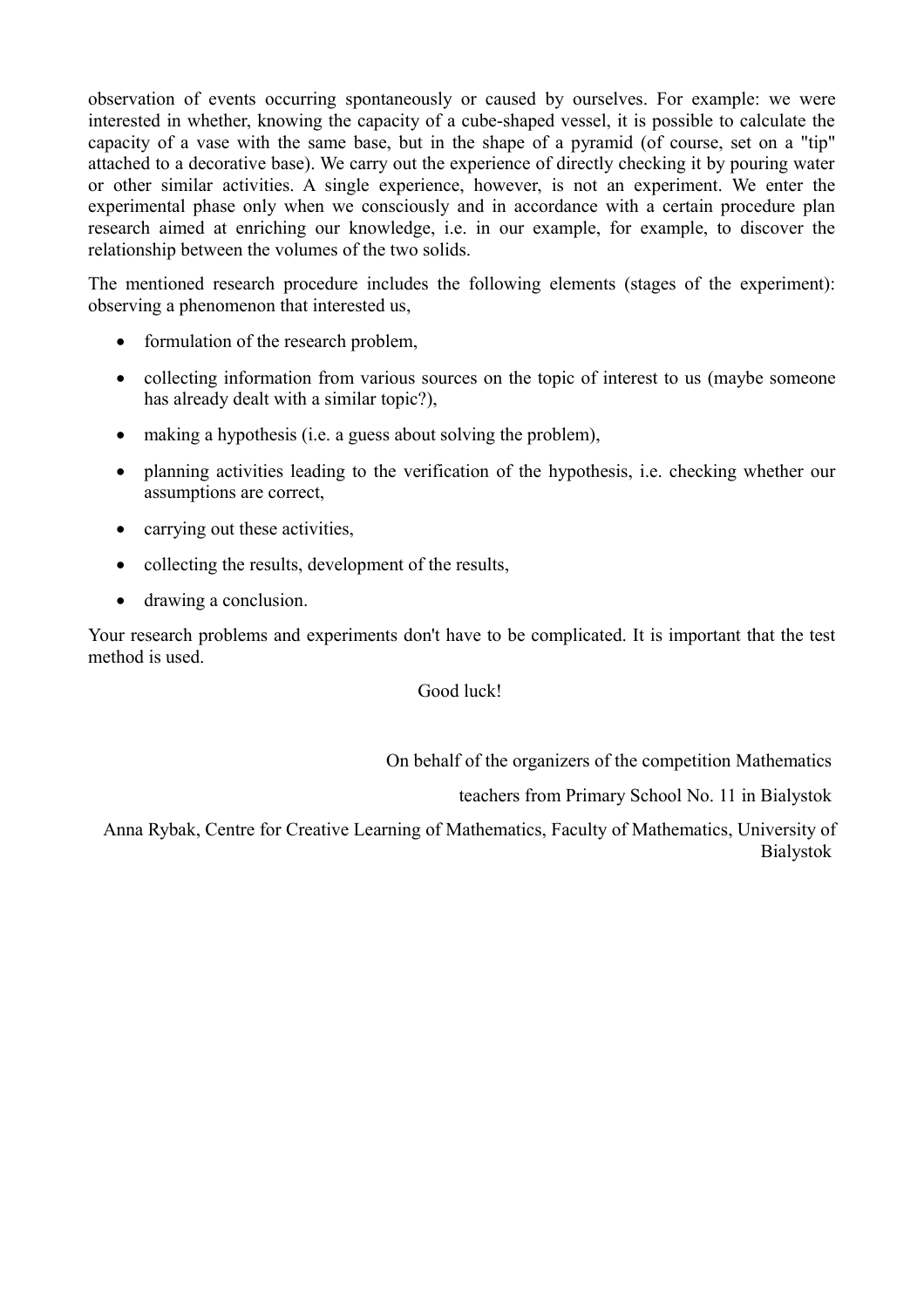observation of events occurring spontaneously or caused by ourselves. For example: we were interested in whether, knowing the capacity of a cube-shaped vessel, it is possible to calculate the capacity of a vase with the same base, but in the shape of a pyramid (of course, set on a "tip" attached to a decorative base). We carry out the experience of directly checking it by pouring water or other similar activities. A single experience, however, is not an experiment. We enter the experimental phase only when we consciously and in accordance with a certain procedure plan research aimed at enriching our knowledge, i.e. in our example, for example, to discover the relationship between the volumes of the two solids.

The mentioned research procedure includes the following elements (stages of the experiment): observing a phenomenon that interested us,

- formulation of the research problem,
- collecting information from various sources on the topic of interest to us (maybe someone has already dealt with a similar topic?),
- making a hypothesis (i.e. a guess about solving the problem),
- planning activities leading to the verification of the hypothesis, i.e. checking whether our assumptions are correct,
- carrying out these activities,
- collecting the results, development of the results,
- drawing a conclusion.

Your research problems and experiments don't have to be complicated. It is important that the test method is used.

Good luck!

On behalf of the organizers of the competition Mathematics

teachers from Primary School No. 11 in Bialystok

Anna Rybak, Centre for Creative Learning of Mathematics, Faculty of Mathematics, University of Bialystok